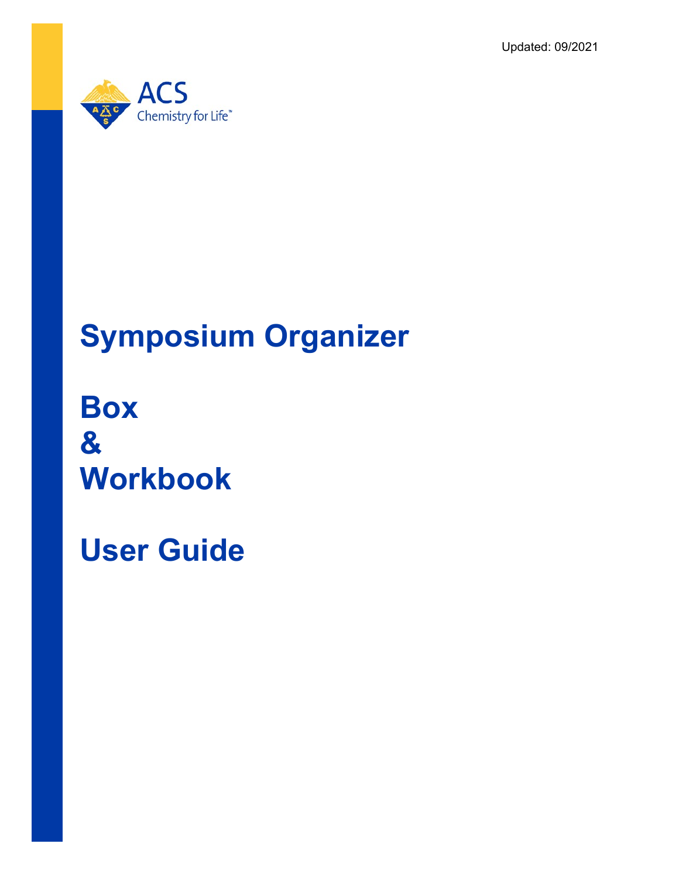Updated: 09/2021

ACS
Chemistry for Life™

# Symposium Organizer

# Box
# &
# Workbook

# User Guide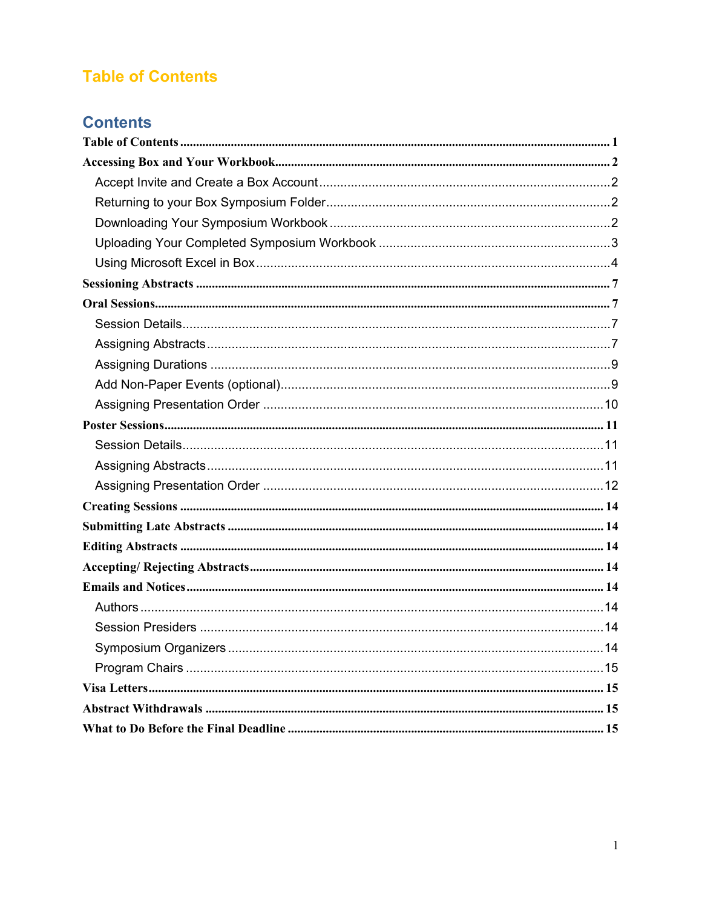# Table of Contents

## Contents

- **Table of Contents** ........ 1
- **Accessing Box and Your Workbook** ........ 2
  - Accept Invite and Create a Box Account ........ 2
  - Returning to your Box Symposium Folder ........ 2
  - Downloading Your Symposium Workbook ........ 2
  - Uploading Your Completed Symposium Workbook ........ 3
  - Using Microsoft Excel in Box ........ 4
- **Sessioning Abstracts** ........ 7
- **Oral Sessions** ........ 7
  - Session Details ........ 7
  - Assigning Abstracts ........ 7
  - Assigning Durations ........ 9
  - Add Non-Paper Events (optional) ........ 9
  - Assigning Presentation Order ........ 10
- **Poster Sessions** ........ 11
  - Session Details ........ 11
  - Assigning Abstracts ........ 11
  - Assigning Presentation Order ........ 12
- **Creating Sessions** ........ 14
- **Submitting Late Abstracts** ........ 14
- **Editing Abstracts** ........ 14
- **Accepting/ Rejecting Abstracts** ........ 14
- **Emails and Notices** ........ 14
  - Authors ........ 14
  - Session Presiders ........ 14
  - Symposium Organizers ........ 14
  - Program Chairs ........ 15
- **Visa Letters** ........ 15
- **Abstract Withdrawals** ........ 15
- **What to Do Before the Final Deadline** ........ 15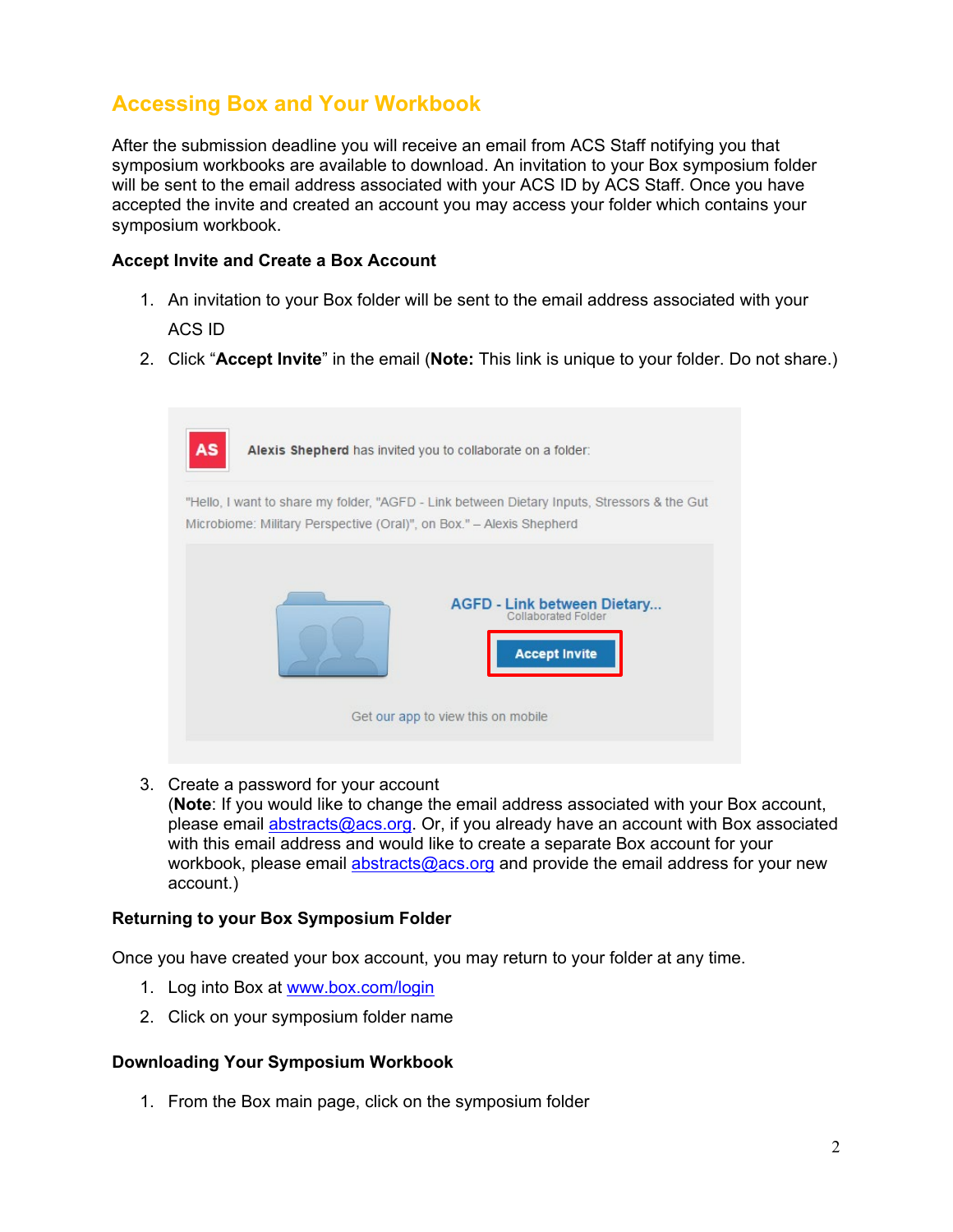# Accessing Box and Your Workbook

After the submission deadline you will receive an email from ACS Staff notifying you that symposium workbooks are available to download. An invitation to your Box symposium folder will be sent to the email address associated with your ACS ID by ACS Staff. Once you have accepted the invite and created an account you may access your folder which contains your symposium workbook.

### Accept Invite and Create a Box Account

1. An invitation to your Box folder will be sent to the email address associated with your ACS ID
2. Click "**Accept Invite**" in the email (**Note:** This link is unique to your folder. Do not share.)

3. Create a password for your account
(**Note**: If you would like to change the email address associated with your Box account, please email abstracts@acs.org. Or, if you already have an account with Box associated with this email address and would like to create a separate Box account for your workbook, please email abstracts@acs.org and provide the email address for your new account.)

### Returning to your Box Symposium Folder

Once you have created your box account, you may return to your folder at any time.

1. Log into Box at www.box.com/login
2. Click on your symposium folder name

### Downloading Your Symposium Workbook

1. From the Box main page, click on the symposium folder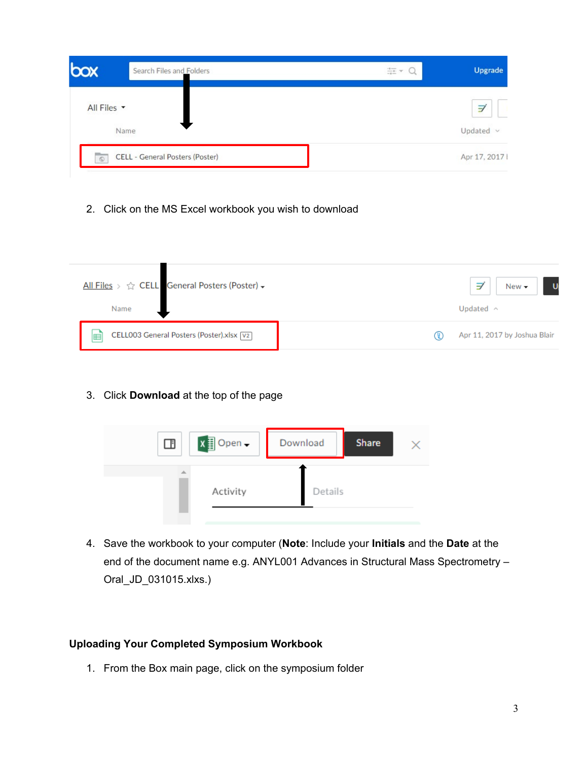2. Click on the MS Excel workbook you wish to download

3. Click **Download** at the top of the page

4. Save the workbook to your computer (**Note**: Include your **Initials** and the **Date** at the end of the document name e.g. ANYL001 Advances in Structural Mass Spectrometry – Oral_JD_031015.xlxs.)

**Uploading Your Completed Symposium Workbook**

1. From the Box main page, click on the symposium folder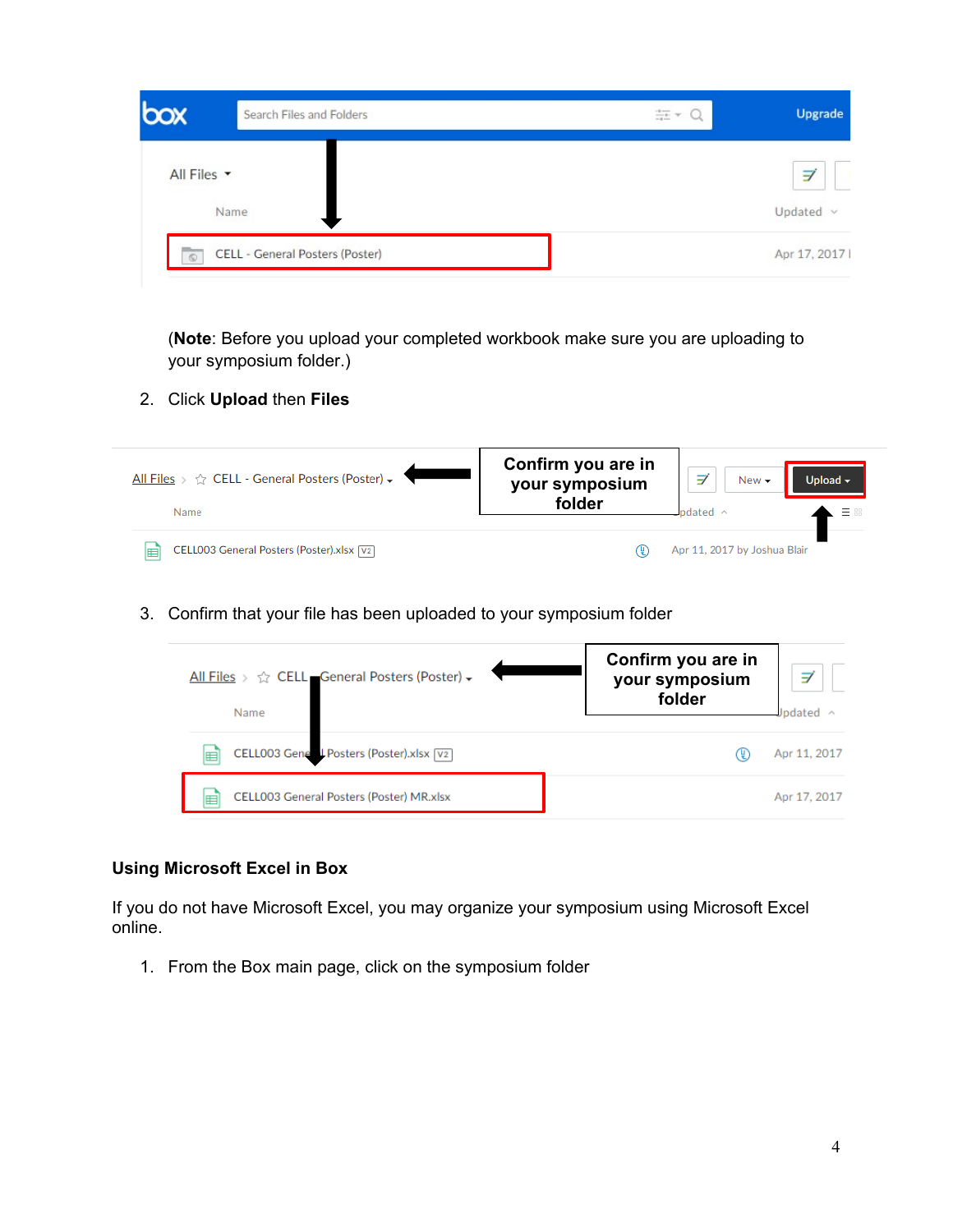(**Note**: Before you upload your completed workbook make sure you are uploading to your symposium folder.)

2. Click **Upload** then **Files**

3. Confirm that your file has been uploaded to your symposium folder

**Using Microsoft Excel in Box**

If you do not have Microsoft Excel, you may organize your symposium using Microsoft Excel online.

1. From the Box main page, click on the symposium folder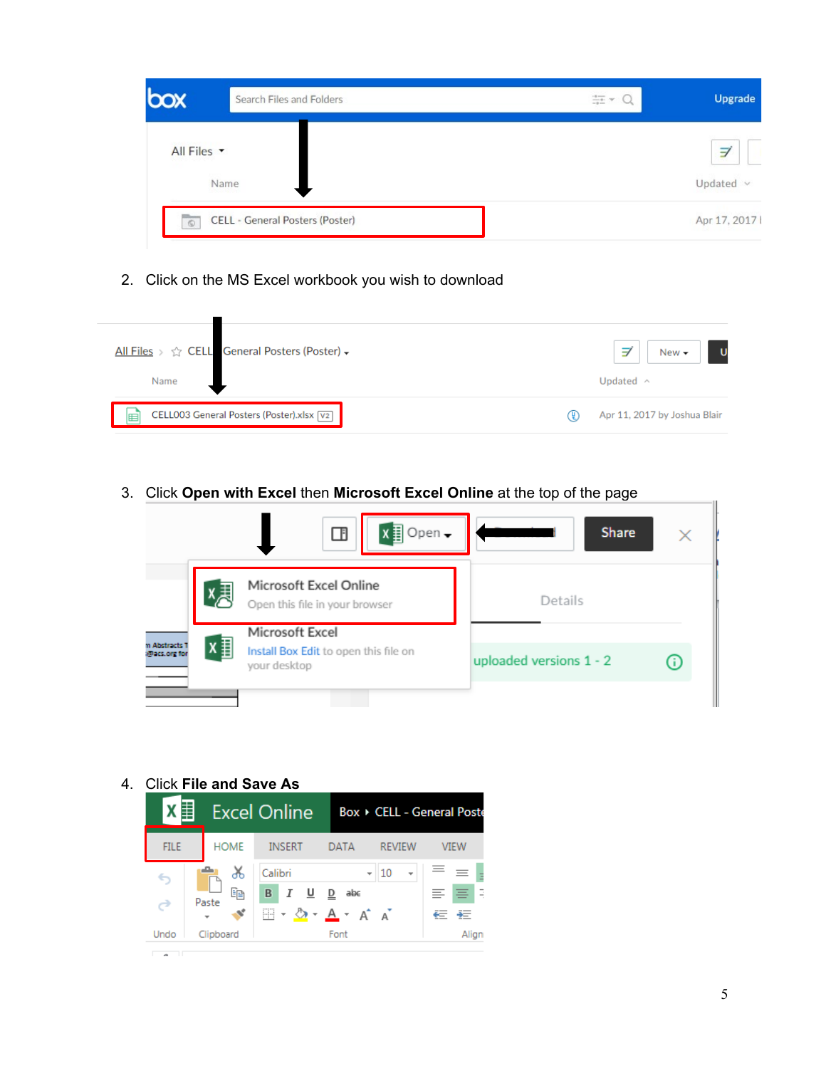2. Click on the MS Excel workbook you wish to download

3. Click **Open with Excel** then **Microsoft Excel Online** at the top of the page

4. Click **File and Save As**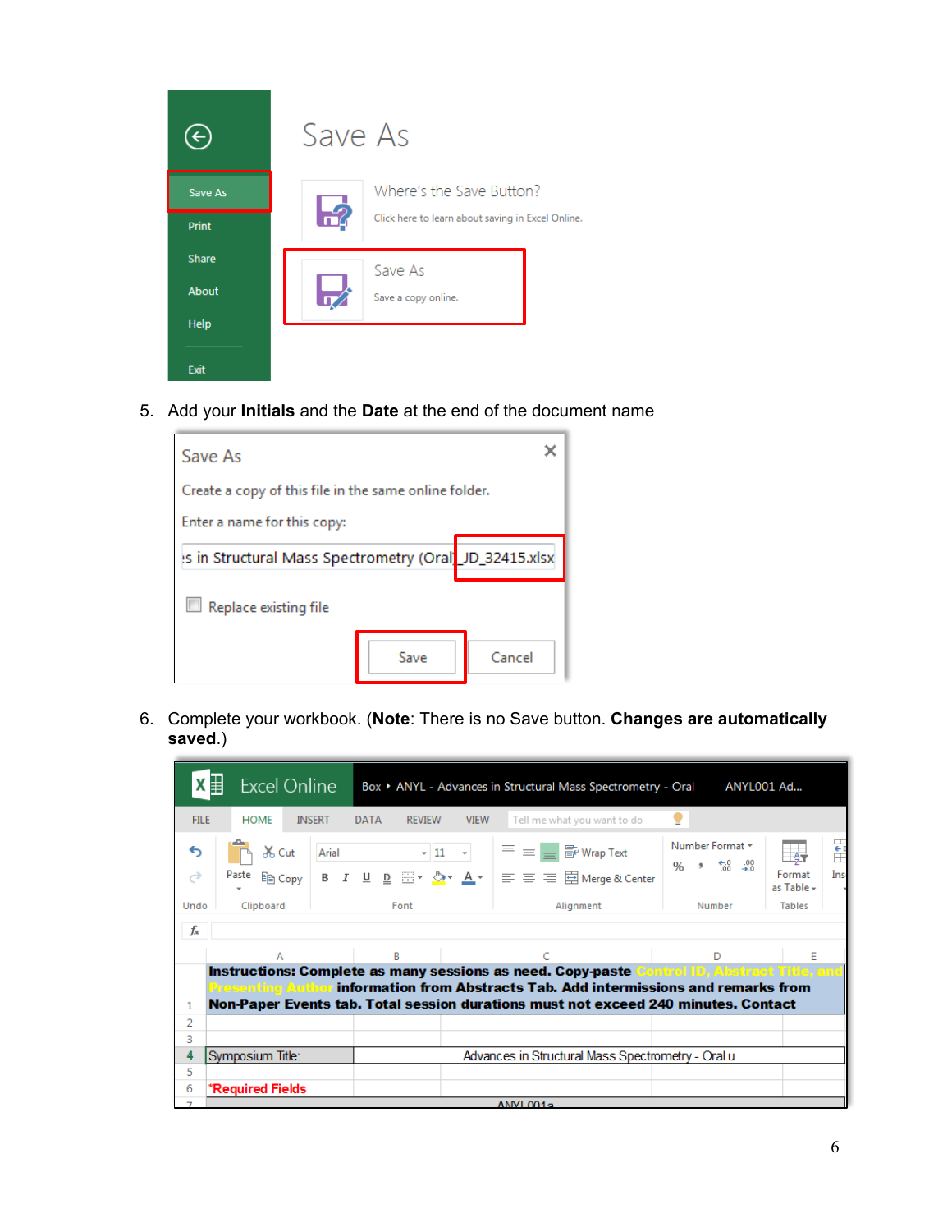5. Add your **Initials** and the **Date** at the end of the document name

6. Complete your workbook. (**Note**: There is no Save button. **Changes are automatically saved**.)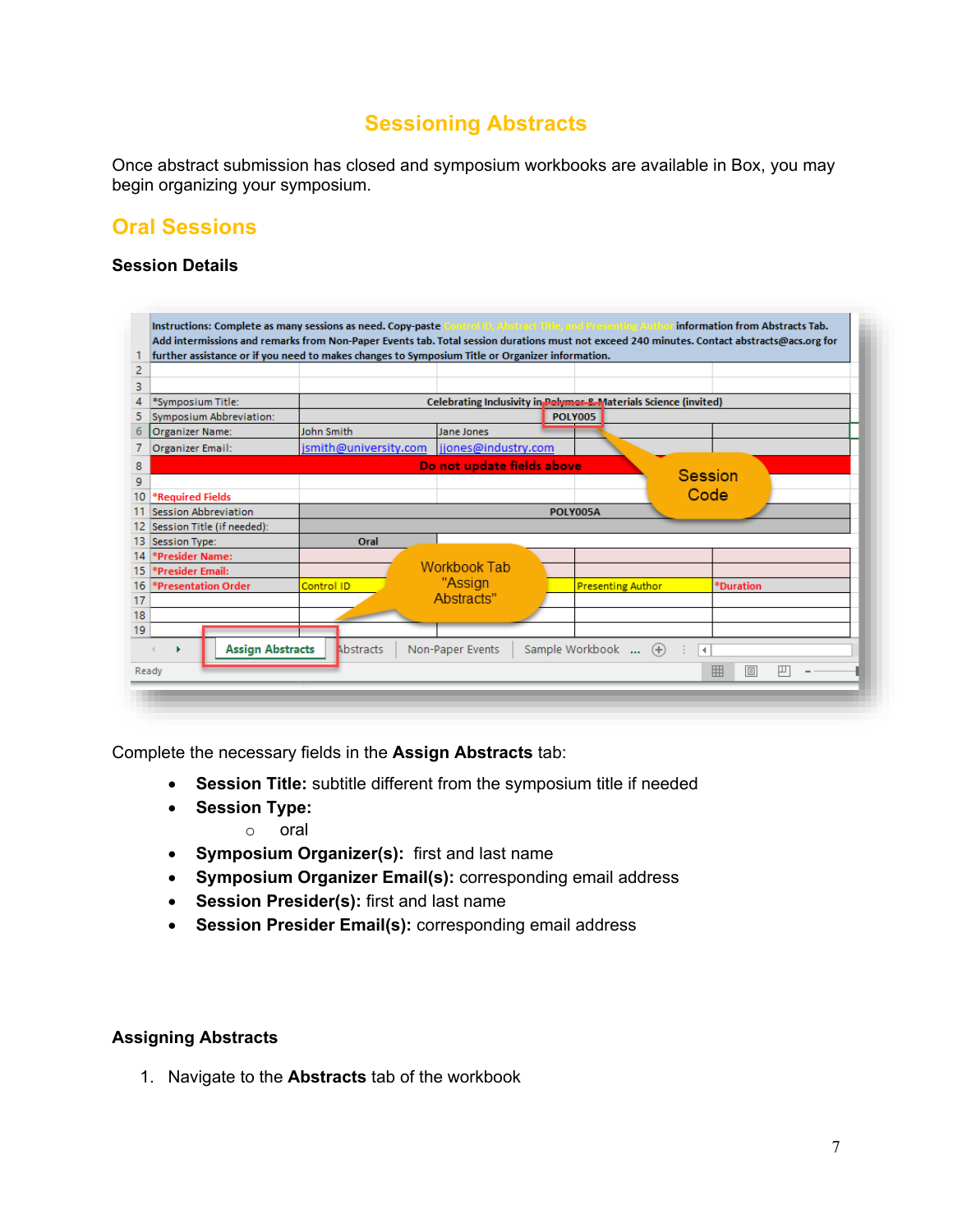# Sessioning Abstracts

Once abstract submission has closed and symposium workbooks are available in Box, you may begin organizing your symposium.

## Oral Sessions

### Session Details

Complete the necessary fields in the **Assign Abstracts** tab:

- **Session Title:** subtitle different from the symposium title if needed
- **Session Type:**
  - oral
- **Symposium Organizer(s):** first and last name
- **Symposium Organizer Email(s):** corresponding email address
- **Session Presider(s):** first and last name
- **Session Presider Email(s):** corresponding email address

### Assigning Abstracts

1. Navigate to the **Abstracts** tab of the workbook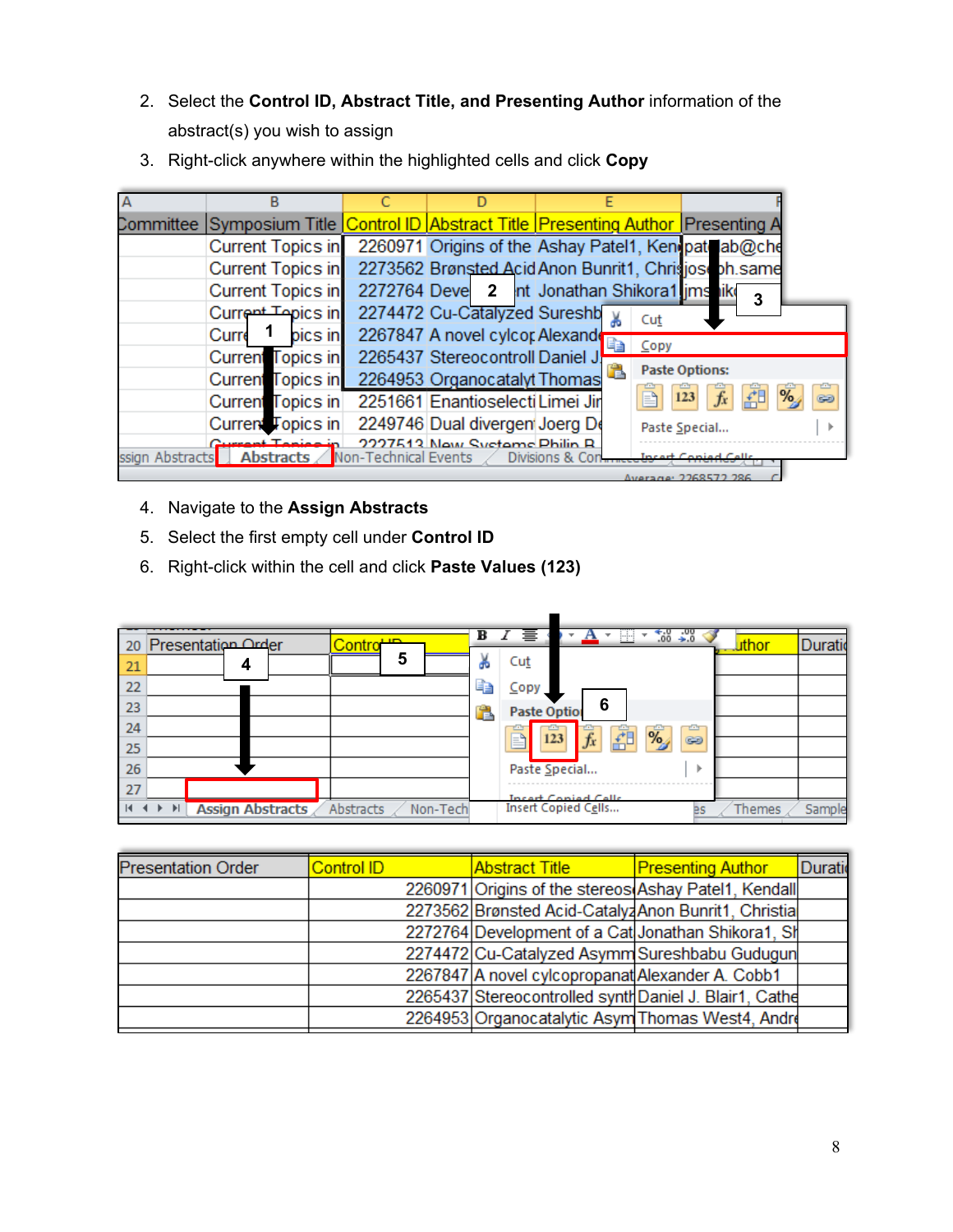2. Select the **Control ID, Abstract Title, and Presenting Author** information of the abstract(s) you wish to assign
3. Right-click anywhere within the highlighted cells and click **Copy**

4. Navigate to the **Assign Abstracts**
5. Select the first empty cell under **Control ID**
6. Right-click within the cell and click **Paste Values (123)**

| Presentation Order | Control ID | Abstract Title | Presenting Author | Durati |
|---|---|---|---|---|
| | 2260971 | Origins of the stereos | Ashay Patel1, Kendall | |
| | 2273562 | Brønsted Acid-Cataly | Anon Bunrit1, Christia | |
| | 2272764 | Development of a Cat | Jonathan Shikora1, Sh | |
| | 2274472 | Cu-Catalyzed Asymm | Sureshbabu Gudugun | |
| | 2267847 | A novel cylcopropanat | Alexander A. Cobb1 | |
| | 2265437 | Stereocontrolled synth | Daniel J. Blair1, Cathe | |
| | 2264953 | Organocatalytic Asym | Thomas West4, Andre | |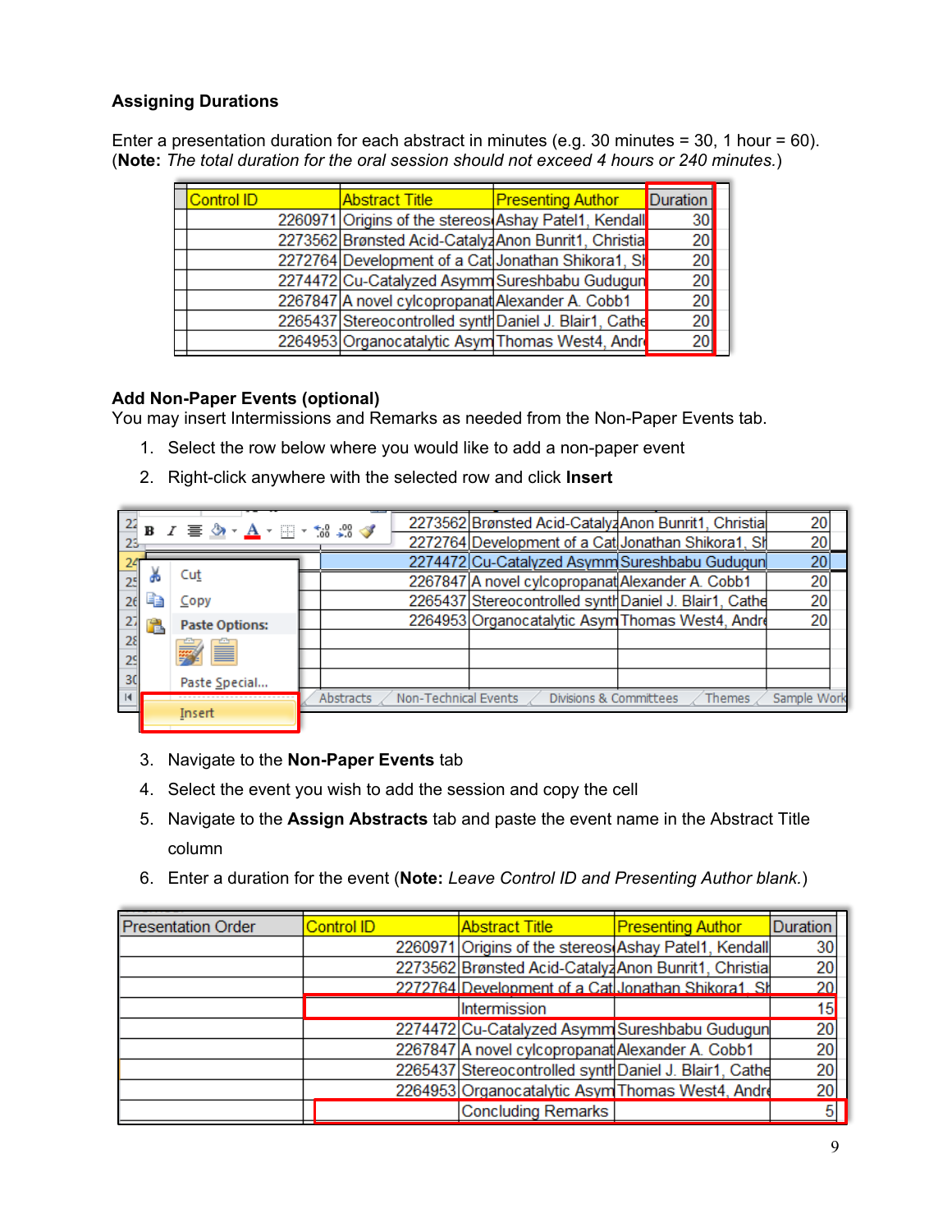### Assigning Durations

Enter a presentation duration for each abstract in minutes (e.g. 30 minutes = 30, 1 hour = 60). (**Note:** *The total duration for the oral session should not exceed 4 hours or 240 minutes.*)

| Control ID | Abstract Title | Presenting Author | Duration |
|---|---|---|---|
| 2260971 | Origins of the stereos | Ashay Patel1, Kendall | 30 |
| 2273562 | Brønsted Acid-Catalyz | Anon Bunrit1, Christia | 20 |
| 2272764 | Development of a Cat | Jonathan Shikora1, Sh | 20 |
| 2274472 | Cu-Catalyzed Asymm | Sureshbabu Gudugun | 20 |
| 2267847 | A novel cylcopropanat | Alexander A. Cobb1 | 20 |
| 2265437 | Stereocontrolled synth | Daniel J. Blair1, Cathe | 20 |
| 2264953 | Organocatalytic Asym | Thomas West4, Andre | 20 |

### Add Non-Paper Events (optional)

You may insert Intermissions and Remarks as needed from the Non-Paper Events tab.

1. Select the row below where you would like to add a non-paper event
2. Right-click anywhere with the selected row and click **Insert**

| | | | | |
|---|---|---|---|---|
| 22 | 2273562 | Brønsted Acid-Catalyz | Anon Bunrit1, Christia | 20 |
| 23 | 2272764 | Development of a Cat | Jonathan Shikora1, Sh | 20 |
| 24 | 2274472 | Cu-Catalyzed Asymm | Sureshbabu Gudugun | 20 |
| 25 | 2267847 | A novel cylcopropanat | Alexander A. Cobb1 | 20 |
| 26 | 2265437 | Stereocontrolled synth | Daniel J. Blair1, Cathe | 20 |
| 27 | 2264953 | Organocatalytic Asym | Thomas West4, Andre | 20 |

Cut / Copy / Paste Options: / Paste Special... / Insert

Abstracts | Non-Technical Events | Divisions & Committees | Themes | Sample Work

3. Navigate to the **Non-Paper Events** tab
4. Select the event you wish to add the session and copy the cell
5. Navigate to the **Assign Abstracts** tab and paste the event name in the Abstract Title column
6. Enter a duration for the event (**Note:** *Leave Control ID and Presenting Author blank.*)

| Presentation Order | Control ID | Abstract Title | Presenting Author | Duration |
|---|---|---|---|---|
| | 2260971 | Origins of the stereos | Ashay Patel1, Kendall | 30 |
| | 2273562 | Brønsted Acid-Catalyz | Anon Bunrit1, Christia | 20 |
| | 2272764 | Development of a Cat | Jonathan Shikora1, Sh | 20 |
| | | Intermission | | 15 |
| | 2274472 | Cu-Catalyzed Asymm | Sureshbabu Gudugun | 20 |
| | 2267847 | A novel cylcopropanat | Alexander A. Cobb1 | 20 |
| | 2265437 | Stereocontrolled synth | Daniel J. Blair1, Cathe | 20 |
| | 2264953 | Organocatalytic Asym | Thomas West4, Andre | 20 |
| | | Concluding Remarks | | 5 |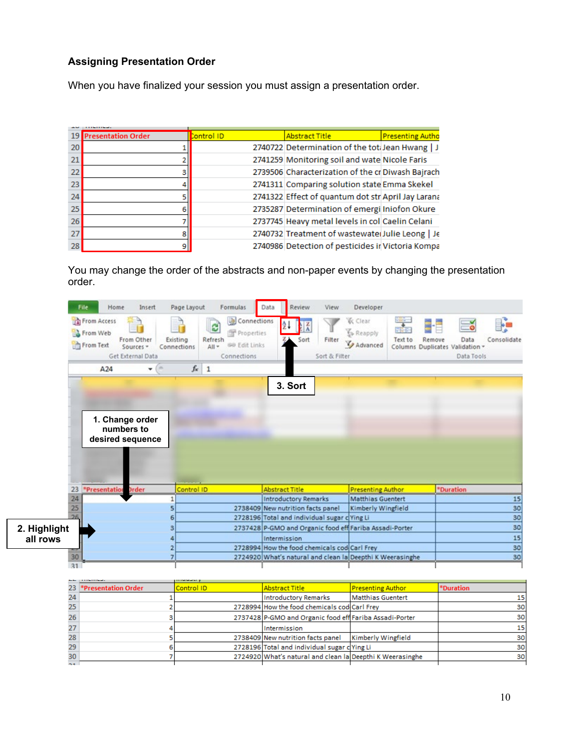### Assigning Presentation Order

When you have finalized your session you must assign a presentation order.

| Presentation Order | Control ID | Abstract Title | Presenting Author |
|---|---|---|---|
| 1 | 2740722 | Determination of the tot | Jean Hwang \| J |
| 2 | 2741259 | Monitoring soil and wate | Nicole Faris |
| 3 | 2739506 | Characterization of the cr | Diwash Bajrach |
| 4 | 2741311 | Comparing solution state | Emma Skekel |
| 5 | 2741322 | Effect of quantum dot str | April Jay Larana |
| 6 | 2735287 | Determination of emergi | Iniofon Okure |
| 7 | 2737745 | Heavy metal levels in col | Caelin Celani |
| 8 | 2740732 | Treatment of wastewater | Julie Leong \| Je |
| 9 | 2740986 | Detection of pesticides ir | Victoria Kompa |

You may change the order of the abstracts and non-paper events by changing the presentation order.

1. Change order numbers to desired sequence
2. Highlight all rows
3. Sort

| *Presentation Order | Control ID | Abstract Title | Presenting Author | *Duration |
|---|---|---|---|---|
| 1 | | Introductory Remarks | Matthias Guentert | 15 |
| 5 | 2738409 | New nutrition facts panel | Kimberly Wingfield | 30 |
| 6 | 2728196 | Total and individual sugar c | Ying Li | 30 |
| 3 | 2737428 | P-GMO and Organic food eff | Fariba Assadi-Porter | 30 |
| 4 | | Intermission | | 15 |
| 2 | 2728994 | How the food chemicals cod | Carl Frey | 30 |
| 7 | 2724920 | What's natural and clean la | Deepthi K Weerasinghe | 30 |

| *Presentation Order | Control ID | Abstract Title | Presenting Author | *Duration |
|---|---|---|---|---|
| 1 | | Introductory Remarks | Matthias Guentert | 15 |
| 2 | 2728994 | How the food chemicals cod | Carl Frey | 30 |
| 3 | 2737428 | P-GMO and Organic food eff | Fariba Assadi-Porter | 30 |
| 4 | | Intermission | | 15 |
| 5 | 2738409 | New nutrition facts panel | Kimberly Wingfield | 30 |
| 6 | 2728196 | Total and individual sugar c | Ying Li | 30 |
| 7 | 2724920 | What's natural and clean la | Deepthi K Weerasinghe | 30 |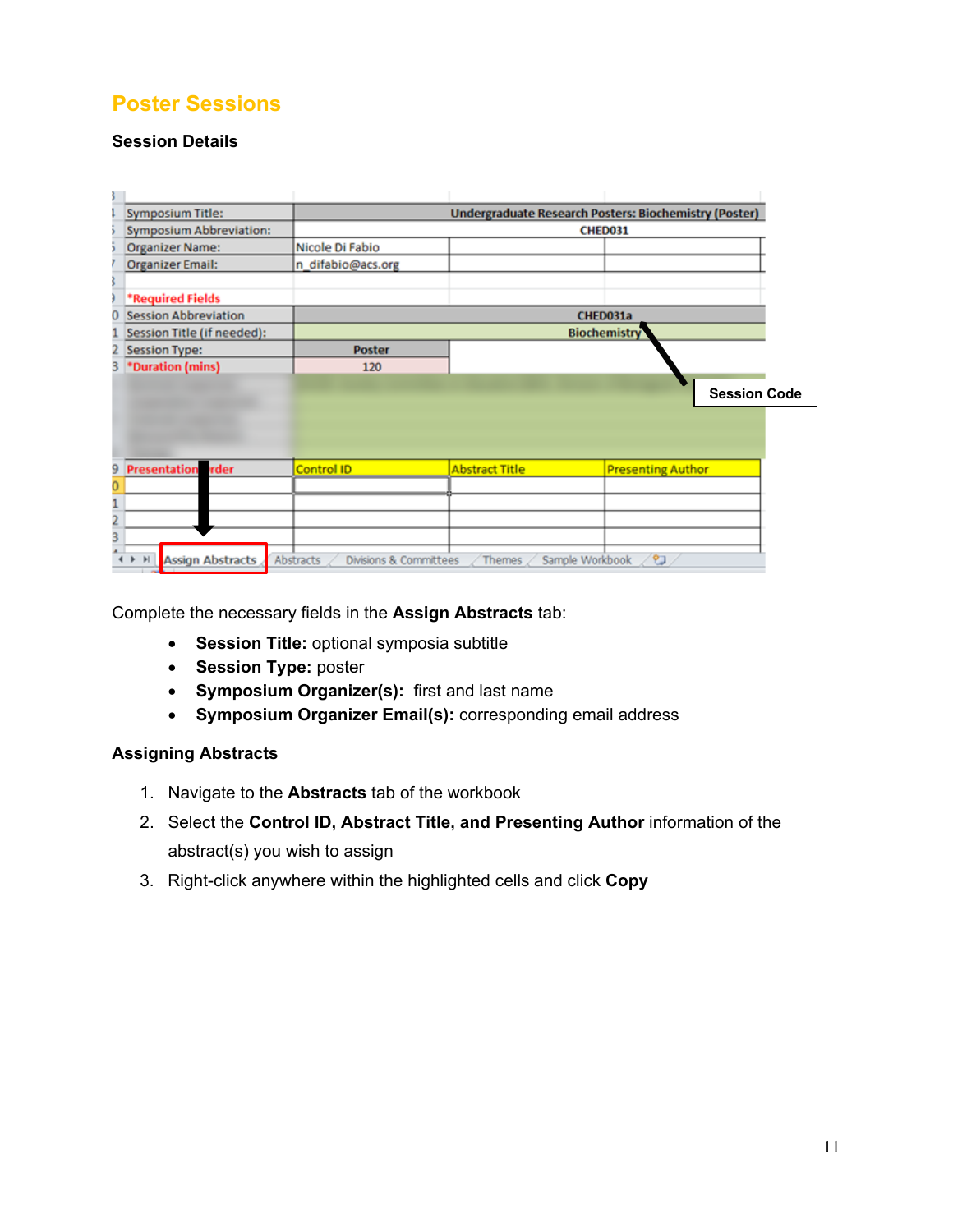## Poster Sessions

### Session Details

Complete the necessary fields in the **Assign Abstracts** tab:

- **Session Title:** optional symposia subtitle
- **Session Type:** poster
- **Symposium Organizer(s):** first and last name
- **Symposium Organizer Email(s):** corresponding email address

### Assigning Abstracts

1. Navigate to the **Abstracts** tab of the workbook
2. Select the **Control ID, Abstract Title, and Presenting Author** information of the abstract(s) you wish to assign
3. Right-click anywhere within the highlighted cells and click **Copy**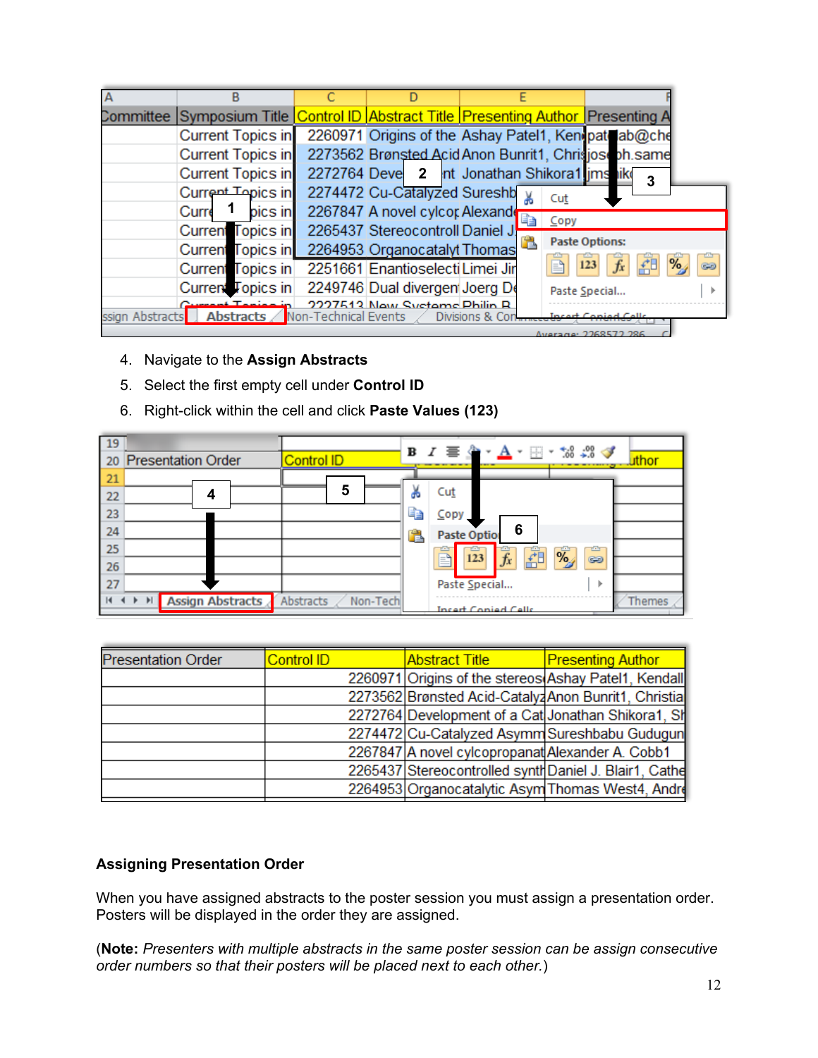4. Navigate to the **Assign Abstracts**
5. Select the first empty cell under **Control ID**
6. Right-click within the cell and click **Paste Values (123)**

| Presentation Order | Control ID | Abstract Title | Presenting Author |
|---|---|---|---|
| | 2260971 | Origins of the stereos | Ashay Patel1, Kendall |
| | 2273562 | Brønsted Acid-Catalyz | Anon Bunrit1, Christia |
| | 2272764 | Development of a Cat | Jonathan Shikora1, Sh |
| | 2274472 | Cu-Catalyzed Asymm | Sureshbabu Gudugun |
| | 2267847 | A novel cylcopropanat | Alexander A. Cobb1 |
| | 2265437 | Stereocontrolled synth | Daniel J. Blair1, Cathe |
| | 2264953 | Organocatalytic Asym | Thomas West4, Andre |

**Assigning Presentation Order**

When you have assigned abstracts to the poster session you must assign a presentation order. Posters will be displayed in the order they are assigned.

(**Note:** *Presenters with multiple abstracts in the same poster session can be assign consecutive order numbers so that their posters will be placed next to each other.*)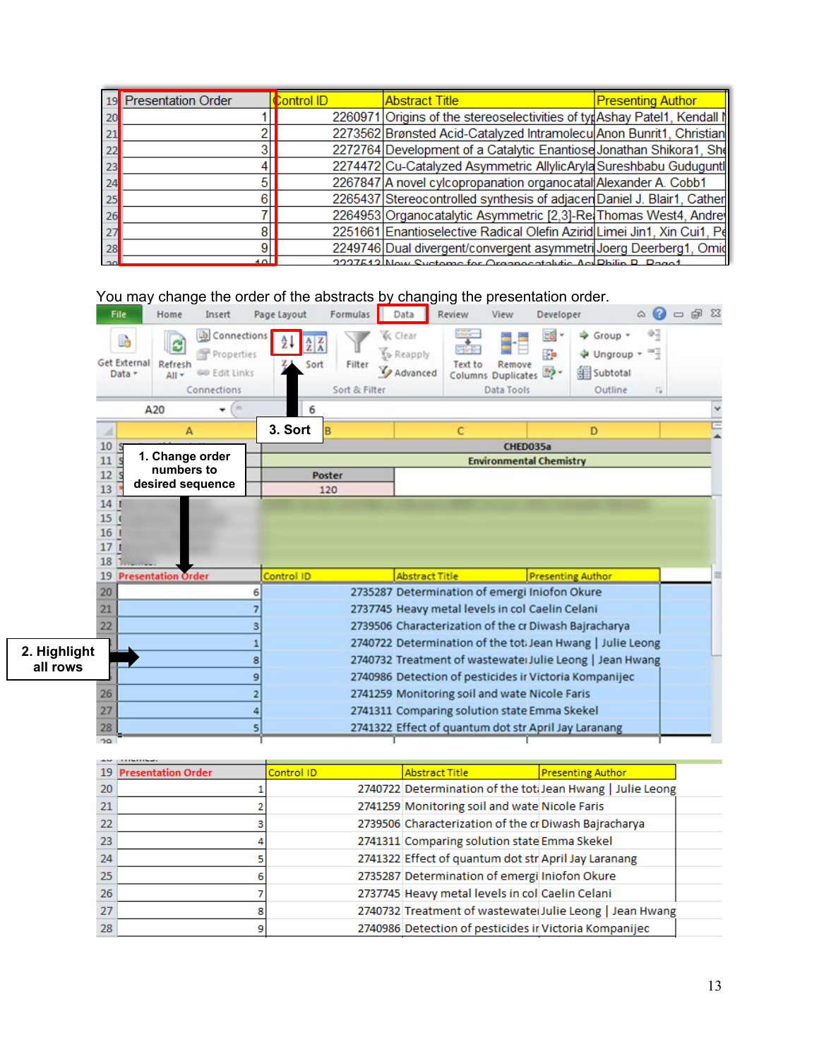| 19 | Presentation Order | Control ID | Abstract Title | Presenting Author |
|---|---|---|---|---|
| 20 | 1 | 2260971 | Origins of the stereoselectivities of typ | Ashay Patel1, Kendall N |
| 21 | 2 | 2273562 | Brønsted Acid-Catalyzed Intramolecu | Anon Bunrit1, Christian |
| 22 | 3 | 2272764 | Development of a Catalytic Enantiose | Jonathan Shikora1, She |
| 23 | 4 | 2274472 | Cu-Catalyzed Asymmetric AllylicAryla | Sureshbabu Guduguntl |
| 24 | 5 | 2267847 | A novel cylcopropanation organocatal | Alexander A. Cobb1 |
| 25 | 6 | 2265437 | Stereocontrolled synthesis of adjacen | Daniel J. Blair1, Cather |
| 26 | 7 | 2264953 | Organocatalytic Asymmetric [2,3]-Re | Thomas West4, Andre |
| 27 | 8 | 2251661 | Enantioselective Radical Olefin Azirid | Limei Jin1, Xin Cui1, Pe |
| 28 | 9 | 2249746 | Dual divergent/convergent asymmetri | Joerg Deerberg1, Omic |

You may change the order of the abstracts by changing the presentation order.

1. Change order numbers to desired sequence

2. Highlight all rows

3. Sort

| 19 | Presentation Order | Control ID | Abstract Title | Presenting Author |
|---|---|---|---|---|
| 20 | 6 | 2735287 | Determination of emergi | Iniofon Okure |
| 21 | 7 | 2737745 | Heavy metal levels in col | Caelin Celani |
| 22 | 3 | 2739506 | Characterization of the cr | Diwash Bajracharya |
|  | 1 | 2740722 | Determination of the tot | Jean Hwang \| Julie Leong |
|  | 8 | 2740732 | Treatment of wastewater | Julie Leong \| Jean Hwang |
|  | 9 | 2740986 | Detection of pesticides ir | Victoria Kompanijec |
| 26 | 2 | 2741259 | Monitoring soil and wate | Nicole Faris |
| 27 | 4 | 2741311 | Comparing solution state | Emma Skekel |
| 28 | 5 | 2741322 | Effect of quantum dot str | April Jay Laranang |

| 19 | Presentation Order | Control ID | Abstract Title | Presenting Author |
|---|---|---|---|---|
| 20 | 1 | 2740722 | Determination of the tot | Jean Hwang \| Julie Leong |
| 21 | 2 | 2741259 | Monitoring soil and wate | Nicole Faris |
| 22 | 3 | 2739506 | Characterization of the cr | Diwash Bajracharya |
| 23 | 4 | 2741311 | Comparing solution state | Emma Skekel |
| 24 | 5 | 2741322 | Effect of quantum dot str | April Jay Laranang |
| 25 | 6 | 2735287 | Determination of emergi | Iniofon Okure |
| 26 | 7 | 2737745 | Heavy metal levels in col | Caelin Celani |
| 27 | 8 | 2740732 | Treatment of wastewater | Julie Leong \| Jean Hwang |
| 28 | 9 | 2740986 | Detection of pesticides ir | Victoria Kompanijec |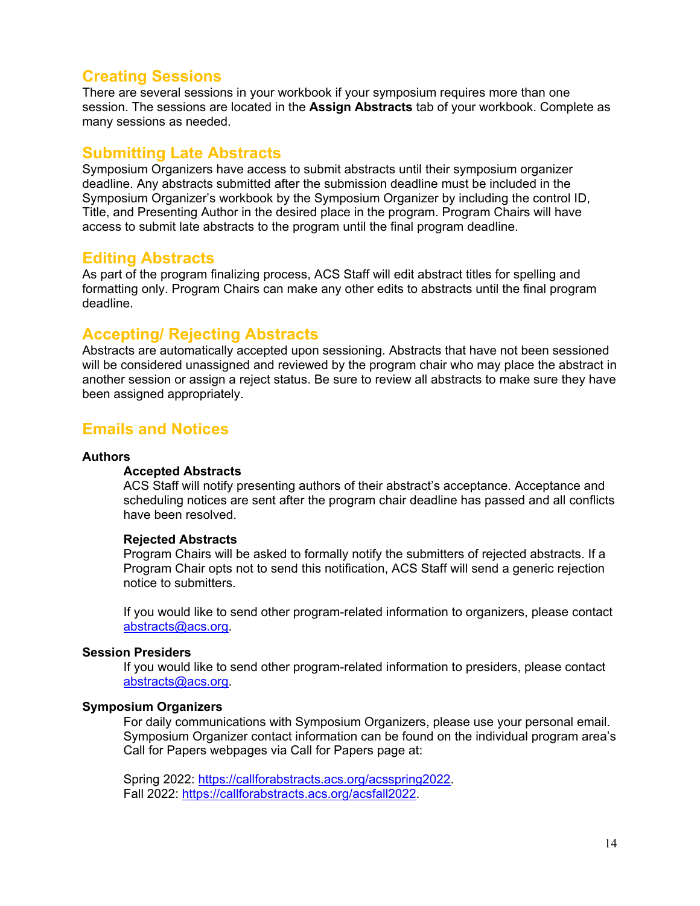## Creating Sessions

There are several sessions in your workbook if your symposium requires more than one session. The sessions are located in the **Assign Abstracts** tab of your workbook. Complete as many sessions as needed.

## Submitting Late Abstracts

Symposium Organizers have access to submit abstracts until their symposium organizer deadline. Any abstracts submitted after the submission deadline must be included in the Symposium Organizer's workbook by the Symposium Organizer by including the control ID, Title, and Presenting Author in the desired place in the program. Program Chairs will have access to submit late abstracts to the program until the final program deadline.

## Editing Abstracts

As part of the program finalizing process, ACS Staff will edit abstract titles for spelling and formatting only. Program Chairs can make any other edits to abstracts until the final program deadline.

## Accepting/ Rejecting Abstracts

Abstracts are automatically accepted upon sessioning. Abstracts that have not been sessioned will be considered unassigned and reviewed by the program chair who may place the abstract in another session or assign a reject status. Be sure to review all abstracts to make sure they have been assigned appropriately.

## Emails and Notices

**Authors**

**Accepted Abstracts**

ACS Staff will notify presenting authors of their abstract's acceptance. Acceptance and scheduling notices are sent after the program chair deadline has passed and all conflicts have been resolved.

**Rejected Abstracts**

Program Chairs will be asked to formally notify the submitters of rejected abstracts. If a Program Chair opts not to send this notification, ACS Staff will send a generic rejection notice to submitters.

If you would like to send other program-related information to organizers, please contact abstracts@acs.org.

**Session Presiders**

If you would like to send other program-related information to presiders, please contact abstracts@acs.org.

**Symposium Organizers**

For daily communications with Symposium Organizers, please use your personal email. Symposium Organizer contact information can be found on the individual program area's Call for Papers webpages via Call for Papers page at:

Spring 2022: https://callforabstracts.acs.org/acsspring2022.
Fall 2022: https://callforabstracts.acs.org/acsfall2022.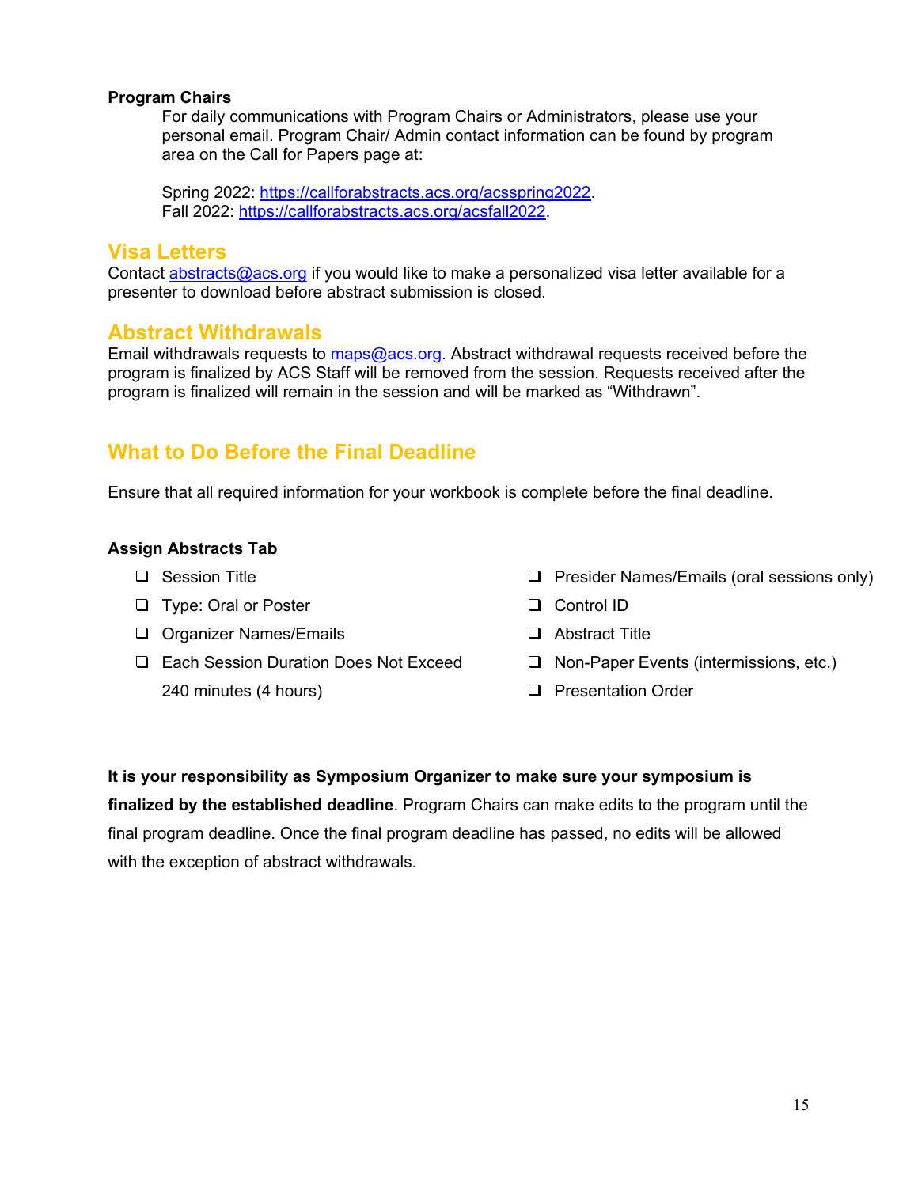**Program Chairs**

For daily communications with Program Chairs or Administrators, please use your personal email. Program Chair/ Admin contact information can be found by program area on the Call for Papers page at:

Spring 2022: [https://callforabstracts.acs.org/acsspring2022](https://callforabstracts.acs.org/acsspring2022).
Fall 2022: [https://callforabstracts.acs.org/acsfall2022](https://callforabstracts.acs.org/acsfall2022).

## Visa Letters

Contact [abstracts@acs.org](mailto:abstracts@acs.org) if you would like to make a personalized visa letter available for a presenter to download before abstract submission is closed.

## Abstract Withdrawals

Email withdrawals requests to [maps@acs.org](mailto:maps@acs.org). Abstract withdrawal requests received before the program is finalized by ACS Staff will be removed from the session. Requests received after the program is finalized will remain in the session and will be marked as "Withdrawn".

## What to Do Before the Final Deadline

Ensure that all required information for your workbook is complete before the final deadline.

**Assign Abstracts Tab**

- ❑ Session Title
- ❑ Type: Oral or Poster
- ❑ Organizer Names/Emails
- ❑ Each Session Duration Does Not Exceed 240 minutes (4 hours)
- ❑ Presider Names/Emails (oral sessions only)
- ❑ Control ID
- ❑ Abstract Title
- ❑ Non-Paper Events (intermissions, etc.)
- ❑ Presentation Order

**It is your responsibility as Symposium Organizer to make sure your symposium is finalized by the established deadline**. Program Chairs can make edits to the program until the final program deadline. Once the final program deadline has passed, no edits will be allowed with the exception of abstract withdrawals.